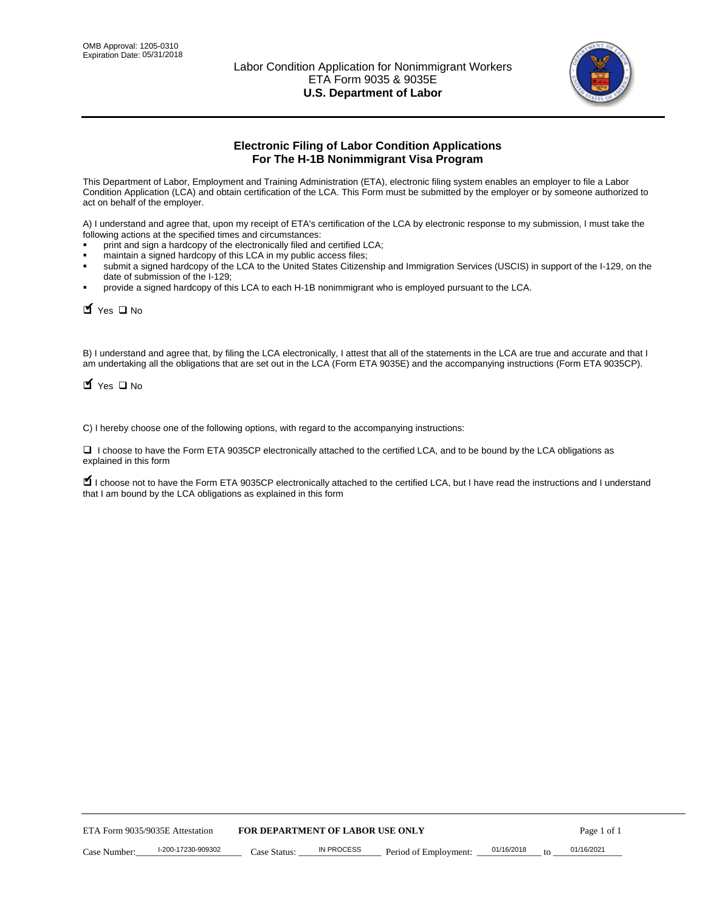OMB Approval: 1205-0310
Expiration Date: 05/31/2018

Labor Condition Application for Nonimmigrant Workers
ETA Form 9035 & 9035E
**U.S. Department of Labor**

## Electronic Filing of Labor Condition Applications For The H-1B Nonimmigrant Visa Program

This Department of Labor, Employment and Training Administration (ETA), electronic filing system enables an employer to file a Labor Condition Application (LCA) and obtain certification of the LCA. This Form must be submitted by the employer or by someone authorized to act on behalf of the employer.

A) I understand and agree that, upon my receipt of ETA's certification of the LCA by electronic response to my submission, I must take the following actions at the specified times and circumstances:

- print and sign a hardcopy of the electronically filed and certified LCA;
- maintain a signed hardcopy of this LCA in my public access files;
- submit a signed hardcopy of the LCA to the United States Citizenship and Immigration Services (USCIS) in support of the I-129, on the date of submission of the I-129;
- provide a signed hardcopy of this LCA to each H-1B nonimmigrant who is employed pursuant to the LCA.

☑ Yes ☐ No

B) I understand and agree that, by filing the LCA electronically, I attest that all of the statements in the LCA are true and accurate and that I am undertaking all the obligations that are set out in the LCA (Form ETA 9035E) and the accompanying instructions (Form ETA 9035CP).

☑ Yes ☐ No

C) I hereby choose one of the following options, with regard to the accompanying instructions:

☐ I choose to have the Form ETA 9035CP electronically attached to the certified LCA, and to be bound by the LCA obligations as explained in this form

☑ I choose not to have the Form ETA 9035CP electronically attached to the certified LCA, but I have read the instructions and I understand that I am bound by the LCA obligations as explained in this form

ETA Form 9035/9035E Attestation **FOR DEPARTMENT OF LABOR USE ONLY**

Case Number: I-200-17230-909302 Case Status: IN PROCESS Period of Employment: 01/16/2018 to 01/16/2021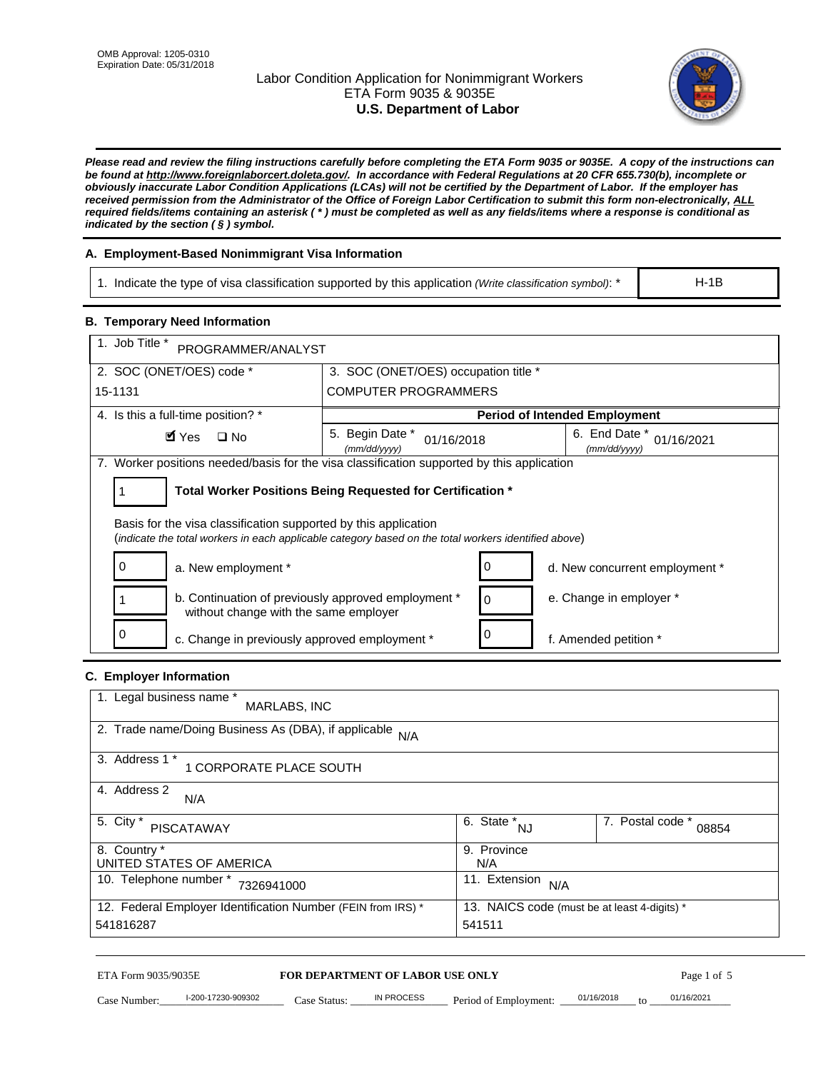OMB Approval: 1205-0310
Expiration Date: 05/31/2018

# Labor Condition Application for Nonimmigrant Workers
## ETA Form 9035 & 9035E
## U.S. Department of Labor

***Please read and review the filing instructions carefully before completing the ETA Form 9035 or 9035E. A copy of the instructions can be found at http://www.foreignlaborcert.doleta.gov/. In accordance with Federal Regulations at 20 CFR 655.730(b), incomplete or obviously inaccurate Labor Condition Applications (LCAs) will not be certified by the Department of Labor. If the employer has received permission from the Administrator of the Office of Foreign Labor Certification to submit this form non-electronically, ALL required fields/items containing an asterisk ( * ) must be completed as well as any fields/items where a response is conditional as indicated by the section ( § ) symbol.***

### A. Employment-Based Nonimmigrant Visa Information

| 1. Indicate the type of visa classification supported by this application *(Write classification symbol)*: * | H-1B |
|---|---|

### B. Temporary Need Information

| 1. Job Title * PROGRAMMER/ANALYST | | |
|---|---|---|
| 2. SOC (ONET/OES) code * 15-1131 | 3. SOC (ONET/OES) occupation title * COMPUTER PROGRAMMERS | |
| 4. Is this a full-time position? * | **Period of Intended Employment** | |
| ☑ Yes ☐ No | 5. Begin Date * *(mm/dd/yyyy)* 01/16/2018 | 6. End Date * *(mm/dd/yyyy)* 01/16/2021 |

7. Worker positions needed/basis for the visa classification supported by this application

| 1 | **Total Worker Positions Being Requested for Certification *** |
|---|---|

Basis for the visa classification supported by this application
(*indicate the total workers in each applicable category based on the total workers identified above*)

| | | | |
|---|---|---|---|
| 0 | a. New employment * | 0 | d. New concurrent employment * |
| 1 | b. Continuation of previously approved employment * without change with the same employer | 0 | e. Change in employer * |
| 0 | c. Change in previously approved employment * | 0 | f. Amended petition * |

### C. Employer Information

| 1. Legal business name * MARLABS, INC | | |
|---|---|---|
| 2. Trade name/Doing Business As (DBA), if applicable N/A | | |
| 3. Address 1 * 1 CORPORATE PLACE SOUTH | | |
| 4. Address 2 N/A | | |
| 5. City * PISCATAWAY | 6. State * NJ | 7. Postal code * 08854 |
| 8. Country * UNITED STATES OF AMERICA | 9. Province N/A | |
| 10. Telephone number * 7326941000 | 11. Extension N/A | |
| 12. Federal Employer Identification Number (FEIN from IRS) * 541816287 | 13. NAICS code (must be at least 4-digits) * 541511 | |

ETA Form 9035/9035E **FOR DEPARTMENT OF LABOR USE ONLY**

Case Number: I-200-17230-909302 Case Status: IN PROCESS Period of Employment: 01/16/2018 to 01/16/2021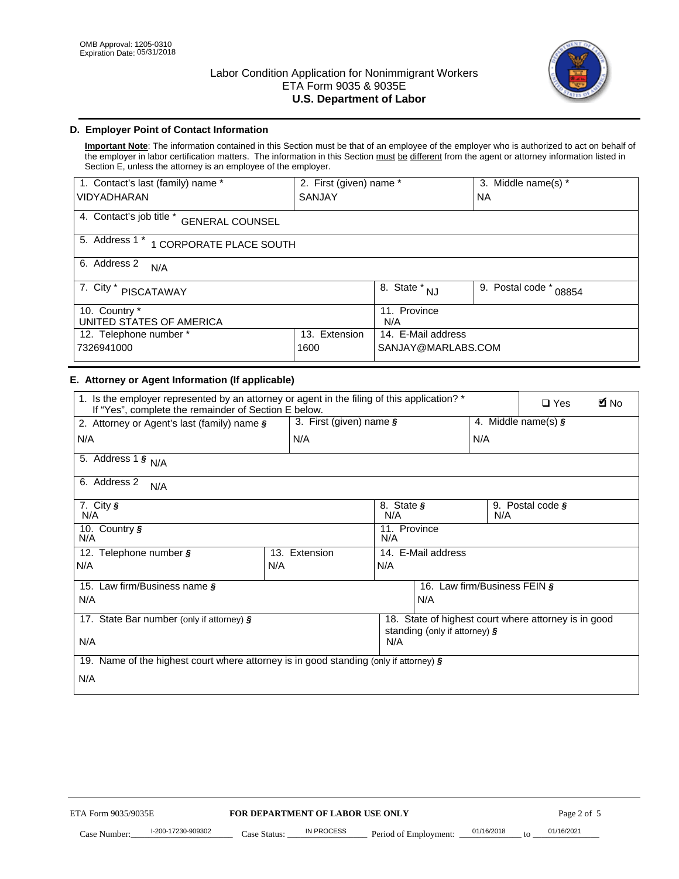OMB Approval: 1205-0310
Expiration Date: 05/31/2018

# Labor Condition Application for Nonimmigrant Workers
## ETA Form 9035 & 9035E
## U.S. Department of Labor

### D. Employer Point of Contact Information

**Important Note**: The information contained in this Section must be that of an employee of the employer who is authorized to act on behalf of the employer in labor certification matters. The information in this Section must be different from the agent or attorney information listed in Section E, unless the attorney is an employee of the employer.

| 1. Contact's last (family) name * | 2. First (given) name * | 3. Middle name(s) * |
|---|---|---|
| VIDYADHARAN | SANJAY | NA |

| 4. Contact's job title * GENERAL COUNSEL |
|---|
| 5. Address 1 * 1 CORPORATE PLACE SOUTH |
| 6. Address 2 N/A |

| 7. City * PISCATAWAY | 8. State * NJ | 9. Postal code * 08854 |
|---|---|---|
| 10. Country * UNITED STATES OF AMERICA | 11. Province N/A | |

| 12. Telephone number * | 13. Extension | 14. E-Mail address |
|---|---|---|
| 7326941000 | 1600 | SANJAY@MARLABS.COM |

### E. Attorney or Agent Information (If applicable)

1. Is the employer represented by an attorney or agent in the filing of this application? * If "Yes", complete the remainder of Section E below. ☐ Yes ☑ No

| 2. Attorney or Agent's last (family) name § | 3. First (given) name § | 4. Middle name(s) § |
|---|---|---|
| N/A | N/A | N/A |

| 5. Address 1 § N/A |
|---|
| 6. Address 2 N/A |

| 7. City § N/A | 8. State § N/A | 9. Postal code § N/A |
|---|---|---|
| 10. Country § N/A | 11. Province N/A | |

| 12. Telephone number § | 13. Extension | 14. E-Mail address |
|---|---|---|
| N/A | N/A | N/A |

| 15. Law firm/Business name § | 16. Law firm/Business FEIN § |
|---|---|
| N/A | N/A |

| 17. State Bar number (only if attorney) § | 18. State of highest court where attorney is in good standing (only if attorney) § |
|---|---|
| N/A | N/A |

| 19. Name of the highest court where attorney is in good standing (only if attorney) § |
|---|
| N/A |

ETA Form 9035/9035E **FOR DEPARTMENT OF LABOR USE ONLY**

Case Number: I-200-17230-909302 Case Status: IN PROCESS Period of Employment: 01/16/2018 to 01/16/2021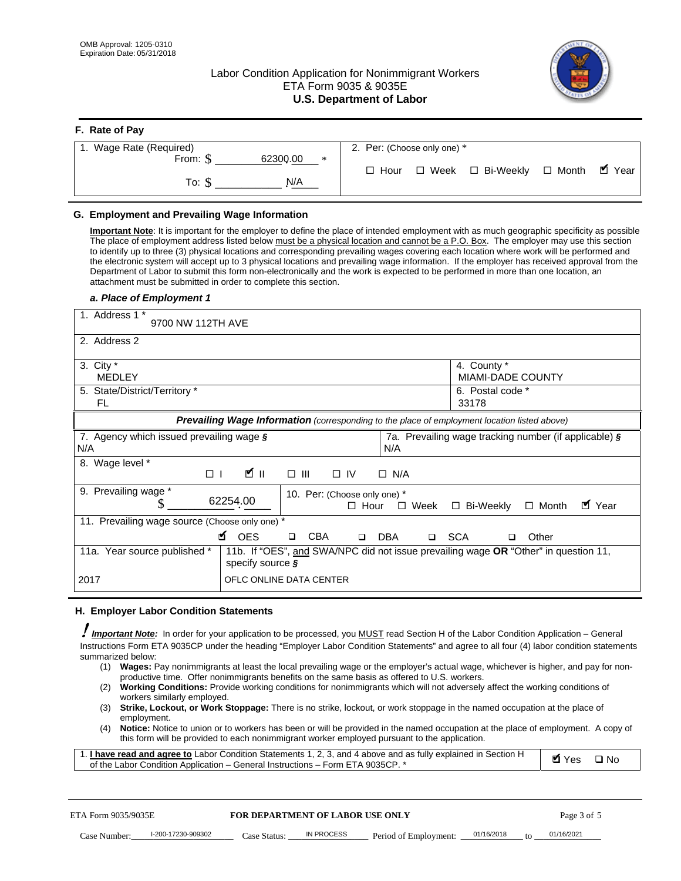OMB Approval: 1205-0310
Expiration Date: 05/31/2018

# Labor Condition Application for Nonimmigrant Workers
ETA Form 9035 & 9035E
**U.S. Department of Labor**

## F. Rate of Pay

| 1. Wage Rate (Required) | 2. Per: (Choose only one) * |
|---|---|
| From: $ 62300.00 * To: $ N/A | ☐ Hour ☐ Week ☐ Bi-Weekly ☐ Month ☑ Year |

## G. Employment and Prevailing Wage Information

**Important Note**: It is important for the employer to define the place of intended employment with as much geographic specificity as possible The place of employment address listed below must be a physical location and cannot be a P.O. Box. The employer may use this section to identify up to three (3) physical locations and corresponding prevailing wages covering each location where work will be performed and the electronic system will accept up to 3 physical locations and prevailing wage information. If the employer has received approval from the Department of Labor to submit this form non-electronically and the work is expected to be performed in more than one location, an attachment must be submitted in order to complete this section.

### *a. Place of Employment 1*

| 1. Address 1 * 9700 NW 112TH AVE | |
|---|---|
| 2. Address 2 | |
| 3. City * MEDLEY | 4. County * MIAMI-DADE COUNTY |
| 5. State/District/Territory * FL | 6. Postal code * 33178 |

***Prevailing Wage Information*** *(corresponding to the place of employment location listed above)*

| 7. Agency which issued prevailing wage § N/A | 7a. Prevailing wage tracking number (if applicable) § N/A |
|---|---|
| 8. Wage level * ☐ I ☑ II ☐ III ☐ IV ☐ N/A | |
| 9. Prevailing wage * $ 62254.00 | 10. Per: (Choose only one) * ☐ Hour ☐ Week ☐ Bi-Weekly ☐ Month ☑ Year |
| 11. Prevailing wage source (Choose only one) * ☑ OES ☐ CBA ☐ DBA ☐ SCA ☐ Other | |
| 11a. Year source published * 2017 | 11b. If "OES", and SWA/NPC did not issue prevailing wage OR "Other" in question 11, specify source § OFLC ONLINE DATA CENTER |

## H. Employer Labor Condition Statements

***Important Note:*** In order for your application to be processed, you MUST read Section H of the Labor Condition Application – General Instructions Form ETA 9035CP under the heading "Employer Labor Condition Statements" and agree to all four (4) labor condition statements summarized below:

(1) **Wages:** Pay nonimmigrants at least the local prevailing wage or the employer's actual wage, whichever is higher, and pay for non-productive time. Offer nonimmigrants benefits on the same basis as offered to U.S. workers.
(2) **Working Conditions:** Provide working conditions for nonimmigrants which will not adversely affect the working conditions of workers similarly employed.
(3) **Strike, Lockout, or Work Stoppage:** There is no strike, lockout, or work stoppage in the named occupation at the place of employment.
(4) **Notice:** Notice to union or to workers has been or will be provided in the named occupation at the place of employment. A copy of this form will be provided to each nonimmigrant worker employed pursuant to the application.

| 1. **I have read and agree to** Labor Condition Statements 1, 2, 3, and 4 above and as fully explained in Section H of the Labor Condition Application – General Instructions – Form ETA 9035CP. * | ☑ Yes ☐ No |
|---|---|

ETA Form 9035/9035E **FOR DEPARTMENT OF LABOR USE ONLY**

Case Number: I-200-17230-909302 Case Status: IN PROCESS Period of Employment: 01/16/2018 to 01/16/2021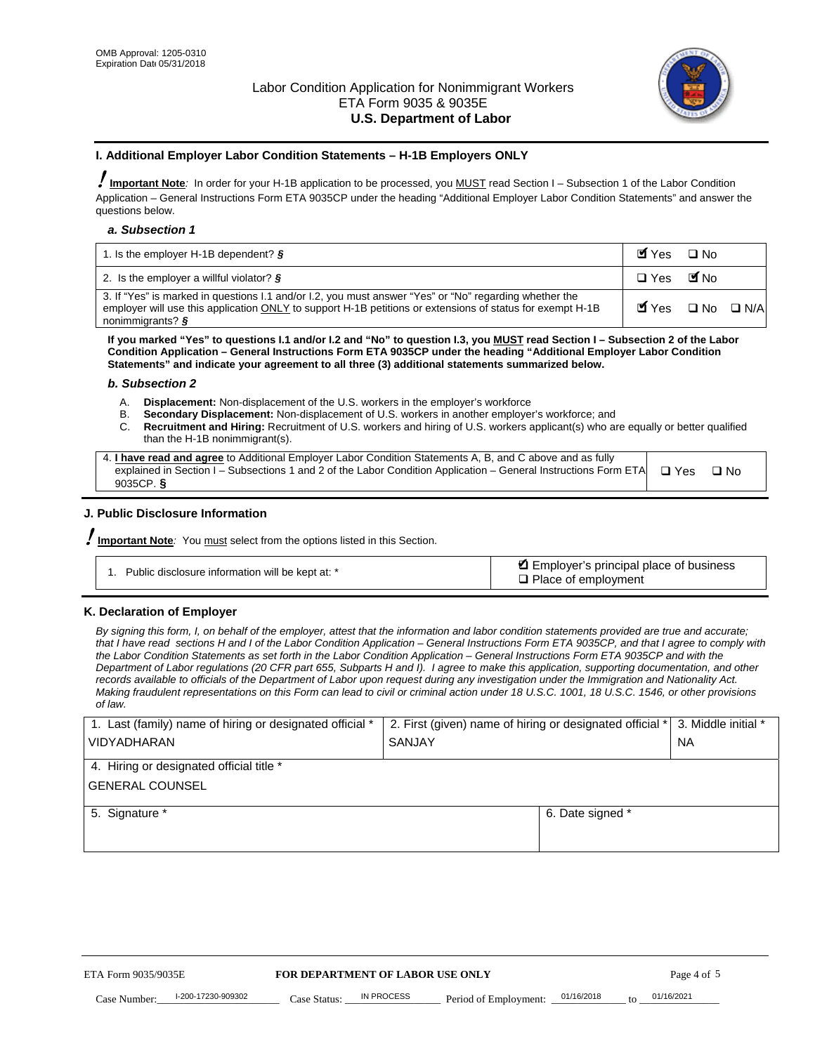OMB Approval: 1205-0310
Expiration Date 05/31/2018

Labor Condition Application for Nonimmigrant Workers
ETA Form 9035 & 9035E
**U.S. Department of Labor**

## I. Additional Employer Labor Condition Statements – H-1B Employers ONLY

**Important Note**: In order for your H-1B application to be processed, you MUST read Section I – Subsection 1 of the Labor Condition Application – General Instructions Form ETA 9035CP under the heading "Additional Employer Labor Condition Statements" and answer the questions below.

### *a. Subsection 1*

| | |
|---|---|
| 1. Is the employer H-1B dependent? § | ☑ Yes ☐ No |
| 2. Is the employer a willful violator? § | ☐ Yes ☑ No |
| 3. If "Yes" is marked in questions I.1 and/or I.2, you must answer "Yes" or "No" regarding whether the employer will use this application ONLY to support H-1B petitions or extensions of status for exempt H-1B nonimmigrants? § | ☑ Yes ☐ No ☐ N/A |

**If you marked "Yes" to questions I.1 and/or I.2 and "No" to question I.3, you MUST read Section I – Subsection 2 of the Labor Condition Application – General Instructions Form ETA 9035CP under the heading "Additional Employer Labor Condition Statements" and indicate your agreement to all three (3) additional statements summarized below.**

### *b. Subsection 2*

A. **Displacement:** Non-displacement of the U.S. workers in the employer's workforce
B. **Secondary Displacement:** Non-displacement of U.S. workers in another employer's workforce; and
C. **Recruitment and Hiring:** Recruitment of U.S. workers and hiring of U.S. workers applicant(s) who are equally or better qualified than the H-1B nonimmigrant(s).

| | |
|---|---|
| 4. **I have read and agree** to Additional Employer Labor Condition Statements A, B, and C above and as fully explained in Section I – Subsections 1 and 2 of the Labor Condition Application – General Instructions Form ETA 9035CP. § | ☐ Yes ☐ No |

## J. Public Disclosure Information

**Important Note**: You must select from the options listed in this Section.

| | |
|---|---|
| 1. Public disclosure information will be kept at: * | ☑ Employer's principal place of business<br>☐ Place of employment |

## K. Declaration of Employer

*By signing this form, I, on behalf of the employer, attest that the information and labor condition statements provided are true and accurate; that I have read sections H and I of the Labor Condition Application – General Instructions Form ETA 9035CP, and that I agree to comply with the Labor Condition Statements as set forth in the Labor Condition Application – General Instructions Form ETA 9035CP and with the Department of Labor regulations (20 CFR part 655, Subparts H and I). I agree to make this application, supporting documentation, and other records available to officials of the Department of Labor upon request during any investigation under the Immigration and Nationality Act. Making fraudulent representations on this Form can lead to civil or criminal action under 18 U.S.C. 1001, 18 U.S.C. 1546, or other provisions of law.*

| 1. Last (family) name of hiring or designated official * | 2. First (given) name of hiring or designated official * | 3. Middle initial * |
|---|---|---|
| VIDYADHARAN | SANJAY | NA |
| 4. Hiring or designated official title * | | |
| GENERAL COUNSEL | | |
| 5. Signature * | 6. Date signed * | |
| | | |

ETA Form 9035/9035E — **FOR DEPARTMENT OF LABOR USE ONLY**

Case Number: I-200-17230-909302 Case Status: IN PROCESS Period of Employment: 01/16/2018 to 01/16/2021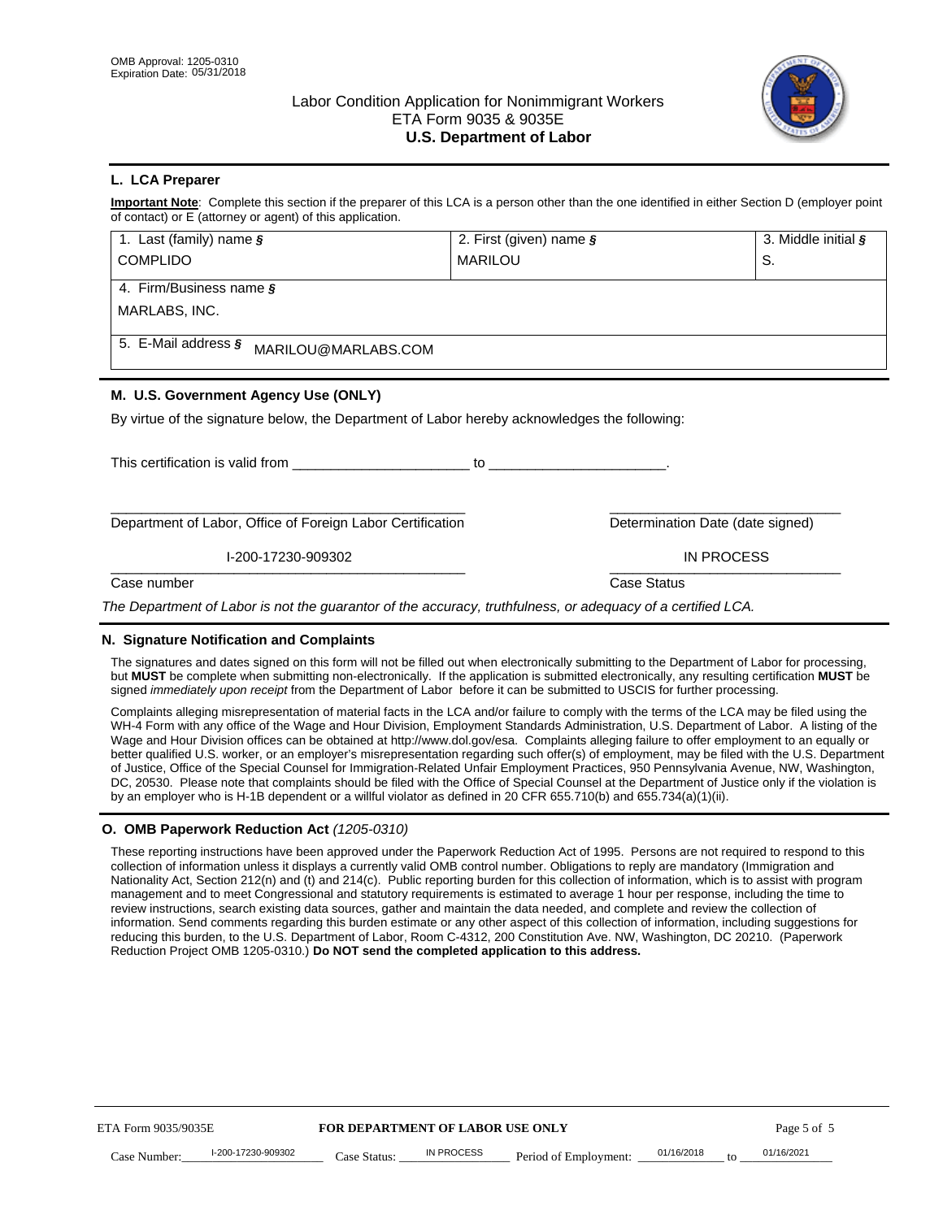OMB Approval: 1205-0310
Expiration Date: 05/31/2018

# Labor Condition Application for Nonimmigrant Workers
ETA Form 9035 & 9035E
**U.S. Department of Labor**

## L. LCA Preparer

**Important Note**: Complete this section if the preparer of this LCA is a person other than the one identified in either Section D (employer point of contact) or E (attorney or agent) of this application.

| 1. Last (family) name § | 2. First (given) name § | 3. Middle initial § |
|---|---|---|
| COMPLIDO | MARILOU | S. |

4. Firm/Business name §
MARLABS, INC.

5. E-Mail address § MARILOU@MARLABS.COM

## M. U.S. Government Agency Use (ONLY)

By virtue of the signature below, the Department of Labor hereby acknowledges the following:

This certification is valid from ______________________ to ______________________.

______________________________________________ Department of Labor, Office of Foreign Labor Certification

______________________________ Determination Date (date signed)

I-200-17230-909302
Case number

IN PROCESS
Case Status

*The Department of Labor is not the guarantor of the accuracy, truthfulness, or adequacy of a certified LCA.*

## N. Signature Notification and Complaints

The signatures and dates signed on this form will not be filled out when electronically submitting to the Department of Labor for processing, but **MUST** be complete when submitting non-electronically. If the application is submitted electronically, any resulting certification **MUST** be signed *immediately upon receipt* from the Department of Labor before it can be submitted to USCIS for further processing.

Complaints alleging misrepresentation of material facts in the LCA and/or failure to comply with the terms of the LCA may be filed using the WH-4 Form with any office of the Wage and Hour Division, Employment Standards Administration, U.S. Department of Labor. A listing of the Wage and Hour Division offices can be obtained at http://www.dol.gov/esa. Complaints alleging failure to offer employment to an equally or better qualified U.S. worker, or an employer's misrepresentation regarding such offer(s) of employment, may be filed with the U.S. Department of Justice, Office of the Special Counsel for Immigration-Related Unfair Employment Practices, 950 Pennsylvania Avenue, NW, Washington, DC, 20530. Please note that complaints should be filed with the Office of Special Counsel at the Department of Justice only if the violation is by an employer who is H-1B dependent or a willful violator as defined in 20 CFR 655.710(b) and 655.734(a)(1)(ii).

## O. OMB Paperwork Reduction Act *(1205-0310)*

These reporting instructions have been approved under the Paperwork Reduction Act of 1995. Persons are not required to respond to this collection of information unless it displays a currently valid OMB control number. Obligations to reply are mandatory (Immigration and Nationality Act, Section 212(n) and (t) and 214(c). Public reporting burden for this collection of information, which is to assist with program management and to meet Congressional and statutory requirements is estimated to average 1 hour per response, including the time to review instructions, search existing data sources, gather and maintain the data needed, and complete and review the collection of information. Send comments regarding this burden estimate or any other aspect of this collection of information, including suggestions for reducing this burden, to the U.S. Department of Labor, Room C-4312, 200 Constitution Ave. NW, Washington, DC 20210. (Paperwork Reduction Project OMB 1205-0310.) **Do NOT send the completed application to this address.**

ETA Form 9035/9035E — **FOR DEPARTMENT OF LABOR USE ONLY**

Case Number: I-200-17230-909302 Case Status: IN PROCESS Period of Employment: 01/16/2018 to 01/16/2021